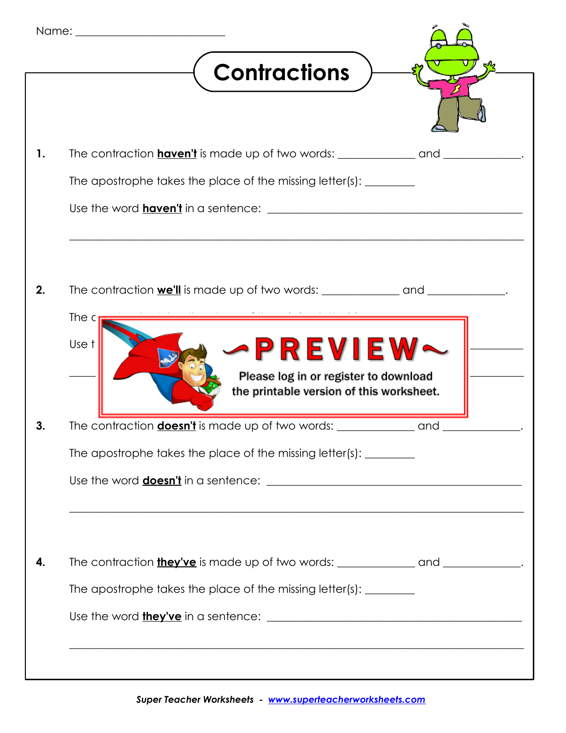Name: ___________________________

# Contractions

**1.** The contraction **haven't** is made up of two words: ______________ and ______________.

The apostrophe takes the place of the missing letter(s): _________

Use the word **haven't** in a sentence: _____________________________________________

_____________________________________________________________________________

**2.** The contraction **we'll** is made up of two words: ______________ and ______________.

The c

Use t

~PREVIEW~

Please log in or register to download the printable version of this worksheet.

**3.** The contraction **doesn't** is made up of two words: ______________ and ______________.

The apostrophe takes the place of the missing letter(s): _________

Use the word **doesn't** in a sentence: _____________________________________________

_____________________________________________________________________________

**4.** The contraction **they've** is made up of two words: ______________ and ______________.

The apostrophe takes the place of the missing letter(s): _________

Use the word **they've** in a sentence: _____________________________________________

_____________________________________________________________________________

***Super Teacher Worksheets*** - ***www.superteacherworksheets.com***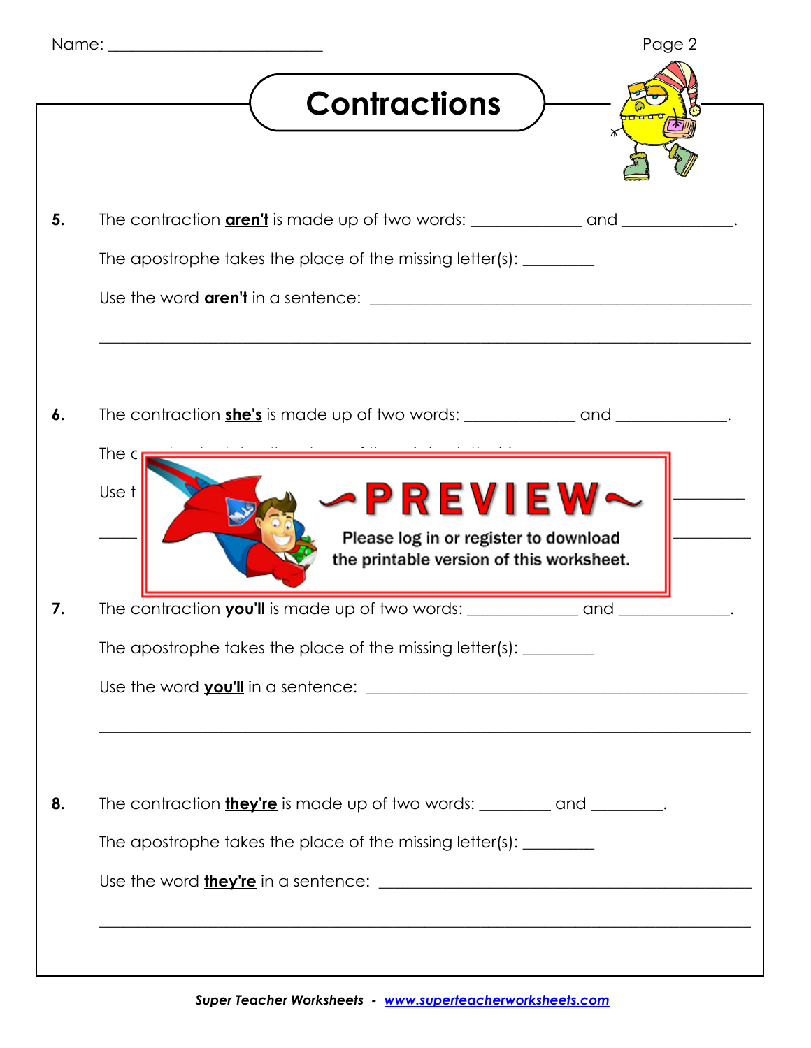Name: ___________________________

# Contractions

**5.** The contraction **aren't** is made up of two words: ______________ and ______________.

The apostrophe takes the place of the missing letter(s): _________

Use the word **aren't** in a sentence: ________________________________________________

_____________________________________________________________________________

**6.** The contraction **she's** is made up of two words: ______________ and ______________.

The c

Use t

~PREVIEW~

Please log in or register to download the printable version of this worksheet.

**7.** The contraction **you'll** is made up of two words: ______________ and ______________.

The apostrophe takes the place of the missing letter(s): _________

Use the word **you'll** in a sentence: ________________________________________________

_____________________________________________________________________________

**8.** The contraction **they're** is made up of two words: _________ and _________.

The apostrophe takes the place of the missing letter(s): _________

Use the word **they're** in a sentence: ________________________________________________

_____________________________________________________________________________

*Super Teacher Worksheets - www.superteacherworksheets.com*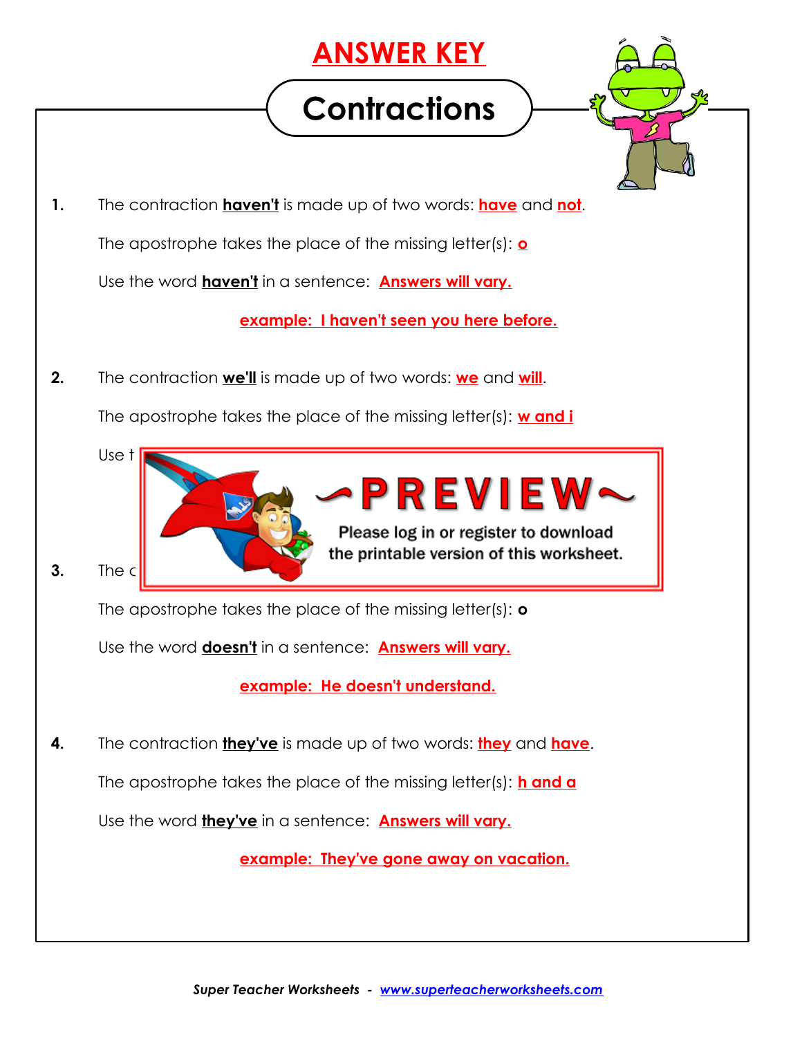# ANSWER KEY

## Contractions

**1.** The contraction **haven't** is made up of two words: **have** and **not**.

The apostrophe takes the place of the missing letter(s): **o**

Use the word **haven't** in a sentence: **Answers will vary.**

**example: I haven't seen you here before.**

**2.** The contraction **we'll** is made up of two words: **we** and **will**.

The apostrophe takes the place of the missing letter(s): **w and i**

Use t

~PREVIEW~

Please log in or register to download the printable version of this worksheet.

**3.** The c

The apostrophe takes the place of the missing letter(s): **o**

Use the word **doesn't** in a sentence: **Answers will vary.**

**example: He doesn't understand.**

**4.** The contraction **they've** is made up of two words: **they** and **have**.

The apostrophe takes the place of the missing letter(s): **h and a**

Use the word **they've** in a sentence: **Answers will vary.**

**example: They've gone away on vacation.**

*Super Teacher Worksheets - www.superteacherworksheets.com*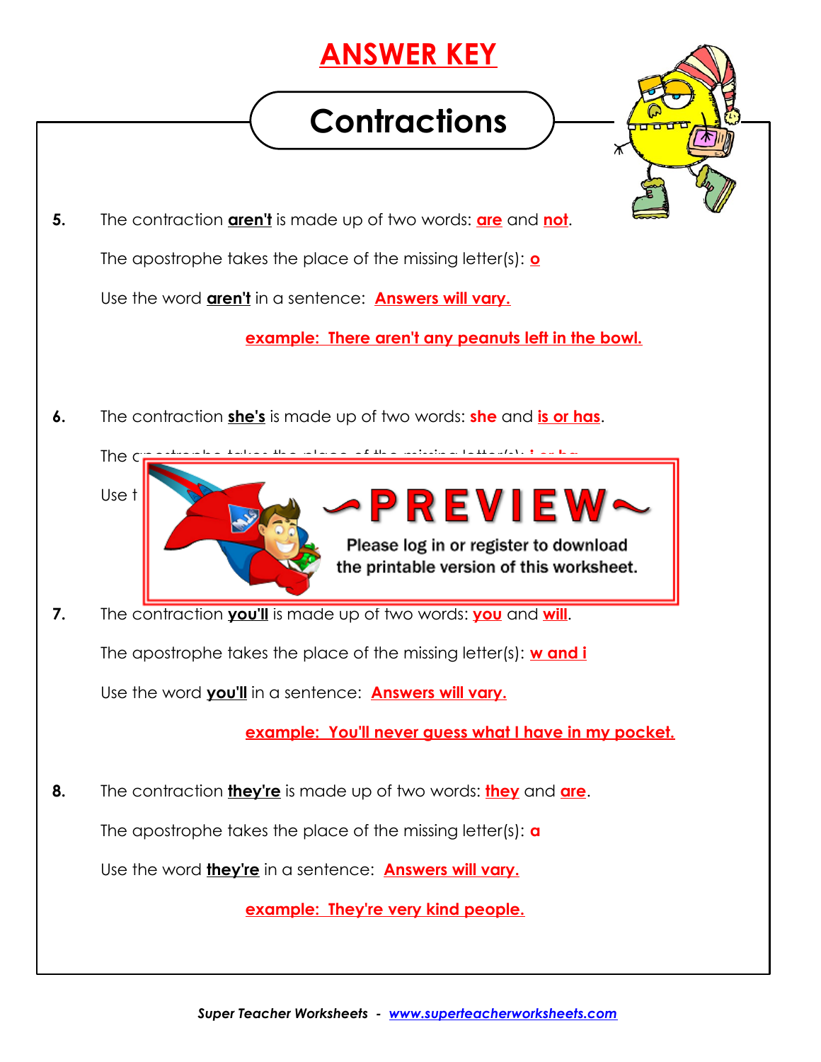# ANSWER KEY

## Contractions

**5.** The contraction **aren't** is made up of two words: **are** and **not**.

The apostrophe takes the place of the missing letter(s): **o**

Use the word **aren't** in a sentence: **Answers will vary.**

**example: There aren't any peanuts left in the bowl.**

**6.** The contraction **she's** is made up of two words: **she** and **is or has**.

The c

Use t

~PREVIEW~

Please log in or register to download the printable version of this worksheet.

**7.** The contraction **you'll** is made up of two words: **you** and **will**.

The apostrophe takes the place of the missing letter(s): **w and i**

Use the word **you'll** in a sentence: **Answers will vary.**

**example: You'll never guess what I have in my pocket.**

**8.** The contraction **they're** is made up of two words: **they** and **are**.

The apostrophe takes the place of the missing letter(s): **a**

Use the word **they're** in a sentence: **Answers will vary.**

**example: They're very kind people.**

*Super Teacher Worksheets - www.superteacherworksheets.com*